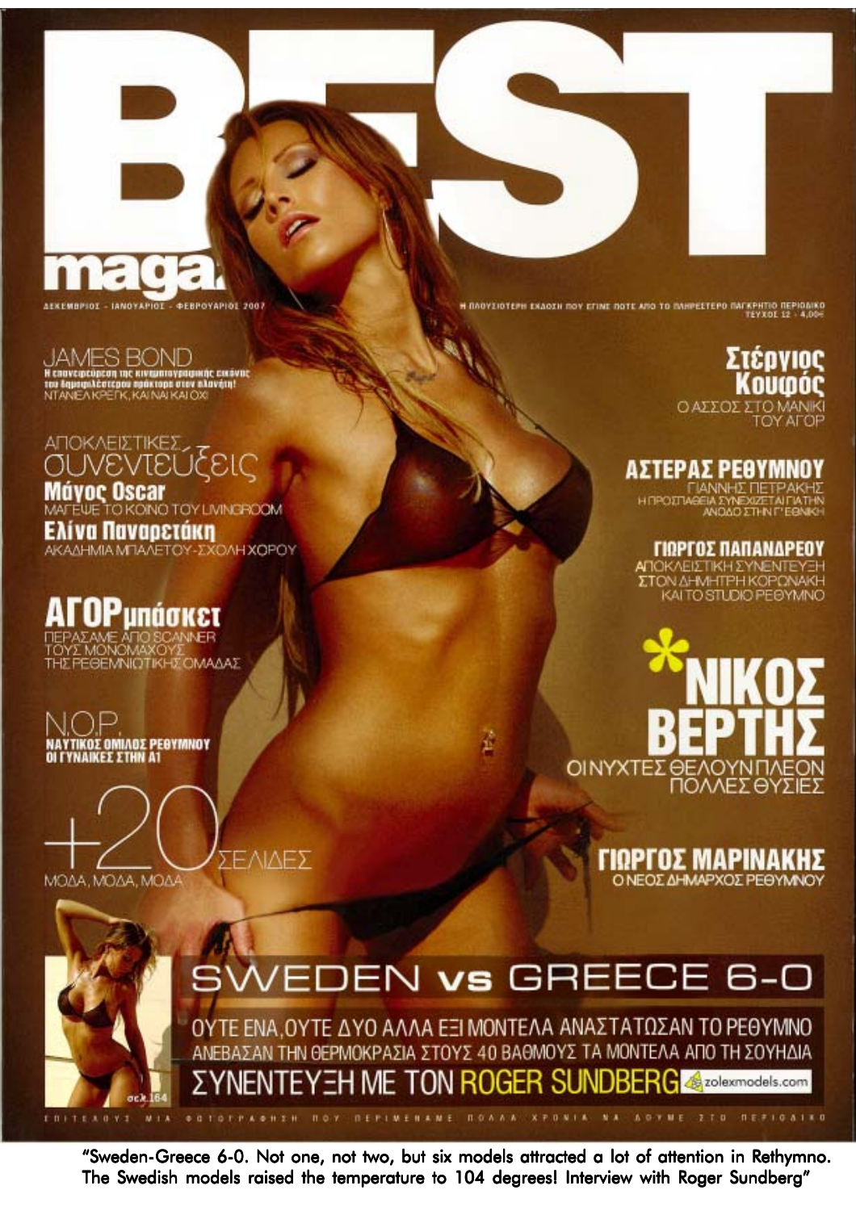# BEST magaz

ΔΕΚΕΜΒΡΙΟΣ - ΙΑΝΟΥΑΡΙΟΣ - ΦΕΒΡΟΥΑΡΙΟΣ 2007

Η ΠΛΟΥΣΙΟΤΕΡΗ ΕΚΔΟΣΗ ΠΟΥ ΕΓΙΝΕ ΠΟΤΕ ΑΠΟ ΤΟ ΠΛΗΡΕΣΤΕΡΟ ΠΑΓΚΡΗΤΙΟ ΠΕΡΙΟΔΙΚΟ
ΤΕΥΧΟΣ 12 - 4,00€

## JAMES BOND

**Η επανεφεύρεση της κινηματογραφικής εικόνας του δημοφιλέστερου πράκτορα στον πλανήτη!**
ΝΤΑΝΙΕΛ ΚΡΕΙΓΚ, ΚΑΙ ΝΑΙ ΚΑΙ ΟΧΙ

## ΑΠΟΚΛΕΙΣΤΙΚΕΣ συνεντεύξεις

**Μάγος Oscar**
ΜΑΓΕΨΕ ΤΟ ΚΟΙΝΟ ΤΟΥ LIVINGROOM

**Ελίνα Παναρετάκη**
ΑΚΑΔΗΜΙΑ ΜΠΑΛΕΤΟΥ-ΣΧΟΛΗ ΧΟΡΟΥ

## ΑΓΟΡμπάσκετ

ΠΕΡΑΣΑΜΕ ΑΠΟ SCANNER ΤΟΥΣ ΜΟΝΟΜΑΧΟΥΣ ΤΗΣ ΡΕΘΕΜΝΙΩΤΙΚΗΣ ΟΜΑΔΑΣ

## N.O.P.

**ΝΑΥΤΙΚΟΣ ΟΜΙΛΟΣ ΡΕΘΥΜΝΟΥ ΟΙ ΓΥΝΑΙΚΕΣ ΣΤΗΝ Α1**

## +20 ΣΕΛΙΔΕΣ

ΜΟΔΑ, ΜΟΔΑ, ΜΟΔΑ

## Στέργιος Κουφός

Ο ΑΣΣΟΣ ΣΤΟ ΜΑΝΙΚΙ ΤΟΥ ΑΓΟΡ

## ΑΣΤΕΡΑΣ ΡΕΘΥΜΝΟΥ

ΓΙΑΝΝΗΣ ΠΕΤΡΑΚΗΣ
Η ΠΡΟΣΠΑΘΕΙΑ ΣΥΝΕΧΙΖΕΤΑΙ ΓΙΑ ΤΗΝ ΑΝΟΔΟ ΣΤΗΝ Γ' ΕΘΝΙΚΗ

## ΓΙΩΡΓΟΣ ΠΑΠΑΝΔΡΕΟΥ

ΑΠΟΚΛΕΙΣΤΙΚΗ ΣΥΝΕΝΤΕΥΞΗ ΣΤΟΝ ΔΗΜΗΤΡΗ ΚΟΡΩΝΑΚΗ ΚΑΙ ΤΟ STUDIO ΡΕΘΥΜΝΟ

## *ΝΙΚΟΣ ΒΕΡΤΗΣ

ΟΙ ΝΥΧΤΕΣ ΘΕΛΟΥΝ ΠΛΕΟΝ ΠΟΛΛΕΣ ΘΥΣΙΕΣ

## ΓΙΩΡΓΟΣ ΜΑΡΙΝΑΚΗΣ

Ο ΝΕΟΣ ΔΗΜΑΡΧΟΣ ΡΕΘΥΜΝΟΥ

## SWEDEN vs GREECE 6-0

ΟΥΤΕ ΕΝΑ, ΟΥΤΕ ΔΥΟ ΑΛΛΑ ΕΞΙ ΜΟΝΤΕΛΑ ΑΝΑΣΤΑΤΩΣΑΝ ΤΟ ΡΕΘΥΜΝΟ
ΑΝΕΒΑΣΑΝ ΤΗΝ ΘΕΡΜΟΚΡΑΣΙΑ ΣΤΟΥΣ 40 ΒΑΘΜΟΥΣ ΤΑ ΜΟΝΤΕΛΑ ΑΠΟ ΤΗ ΣΟΥΗΔΙΑ
ΣΥΝΕΝΤΕΥΞΗ ΜΕ ΤΟΝ ROGER SUNDBERG

zolexmodels.com

σελ.164

ΕΠΙΤΕΛΟΥΣ ΜΙΑ ΦΩΤΟΓΡΑΦΗΣΗ ΠΟΥ ΠΕΡΙΜΕΝΑΜΕ ΠΟΛΛΑ ΧΡΟΝΙΑ ΝΑ ΔΟΥΜΕ ΣΤΟ ΠΕΡΙΟΔΙΚΟ

"Sweden-Greece 6-0. Not one, not two, but six models attracted a lot of attention in Rethymno. The Swedish models raised the temperature to 104 degrees! Interview with Roger Sundberg"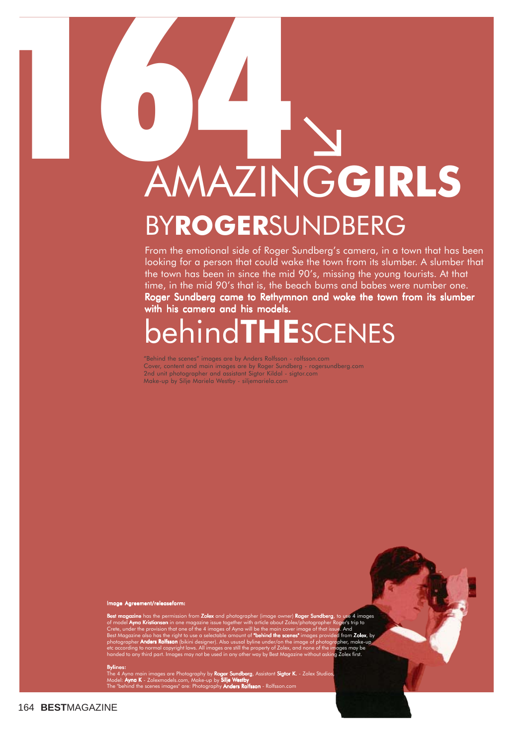# 164 AMAZING**GIRLS**

## BY**ROGER**SUNDBERG

From the emotional side of Roger Sundberg's camera, in a town that has been looking for a person that could wake the town from its slumber. A slumber that the town has been in since the mid 90's, missing the young tourists. At that time, in the mid 90's that is, the beach bums and babes were number one. **Roger Sundberg came to Rethymnon and woke the town from its slumber with his camera and his models.**

## behind**THE**SCENES

"Behind the scenes" images are by Anders Rolfsson - rolfsson.com
Cover, content and main images are by Roger Sundberg - rogersundberg.com
2nd unit photographer and assistant Sigtor Kildal - sigtor.com
Make-up by Silje Mariela Westby - siljemariela.com

**Image Agreement/releaseform:**

**Best magazine** has the permission from **Zolex** and photographer (image owner) **Roger Sundberg**, to use 4 images of model **Ayna Kristiansen** in one magazine issue together with article about Zolex/photographer Roger's trip to Crete, under the provision that one of the 4 images of Ayna will be the main cover image of that issue. And Best Magazine also has the right to use a selectable amount of **"behind the scenes"** images provided from **Zolex**, by photographer **Anders Rolfsson** (bikini designer). Also ususal byline under/on the image of photographer, make-up etc according to normal copyright laws. All images are still the property of Zolex, and none of the images may be handed to any third part. Images may not be used in any other way by Best Magazine without asking Zolex first.

**Bylines:**
The 4 Ayna main images are Photography by **Roger Sundberg**, Assistant **Sigtor K.** - Zolex Studios,
Model: **Ayna K** - Zolexmodels.com, Make-up by **Silje Westby**
The "behind the scenes images" are: Photography **Anders Rolfsson** - Rolfsson.com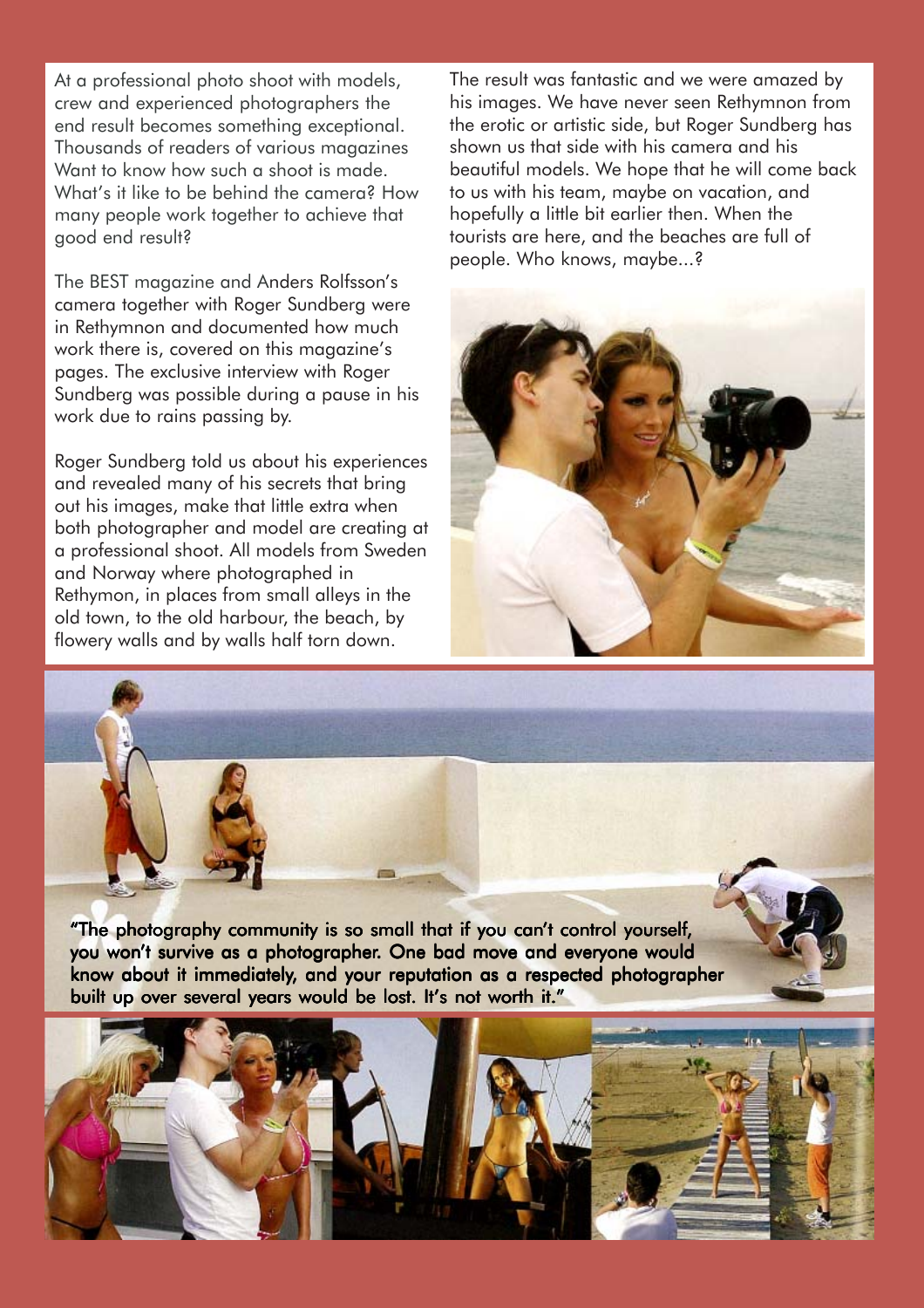At a professional photo shoot with models, crew and experienced photographers the end result becomes something exceptional. Thousands of readers of various magazines Want to know how such a shoot is made. What's it like to be behind the camera? How many people work together to achieve that good end result?

The BEST magazine and Anders Rolfsson's camera together with Roger Sundberg were in Rethymnon and documented how much work there is, covered on this magazine's pages. The exclusive interview with Roger Sundberg was possible during a pause in his work due to rains passing by.

Roger Sundberg told us about his experiences and revealed many of his secrets that bring out his images, make that little extra when both photographer and model are creating at a professional shoot. All models from Sweden and Norway where photographed in Rethymon, in places from small alleys in the old town, to the old harbour, the beach, by flowery walls and by walls half torn down.

The result was fantastic and we were amazed by his images. We have never seen Rethymnon from the erotic or artistic side, but Roger Sundberg has shown us that side with his camera and his beautiful models. We hope that he will come back to us with his team, maybe on vacation, and hopefully a little bit earlier then. When the tourists are here, and the beaches are full of people. Who knows, maybe...?

**"The photography community is so small that if you can't control yourself, you won't survive as a photographer. One bad move and everyone would know about it immediately, and your reputation as a respected photographer built up over several years would be lost. It's not worth it."**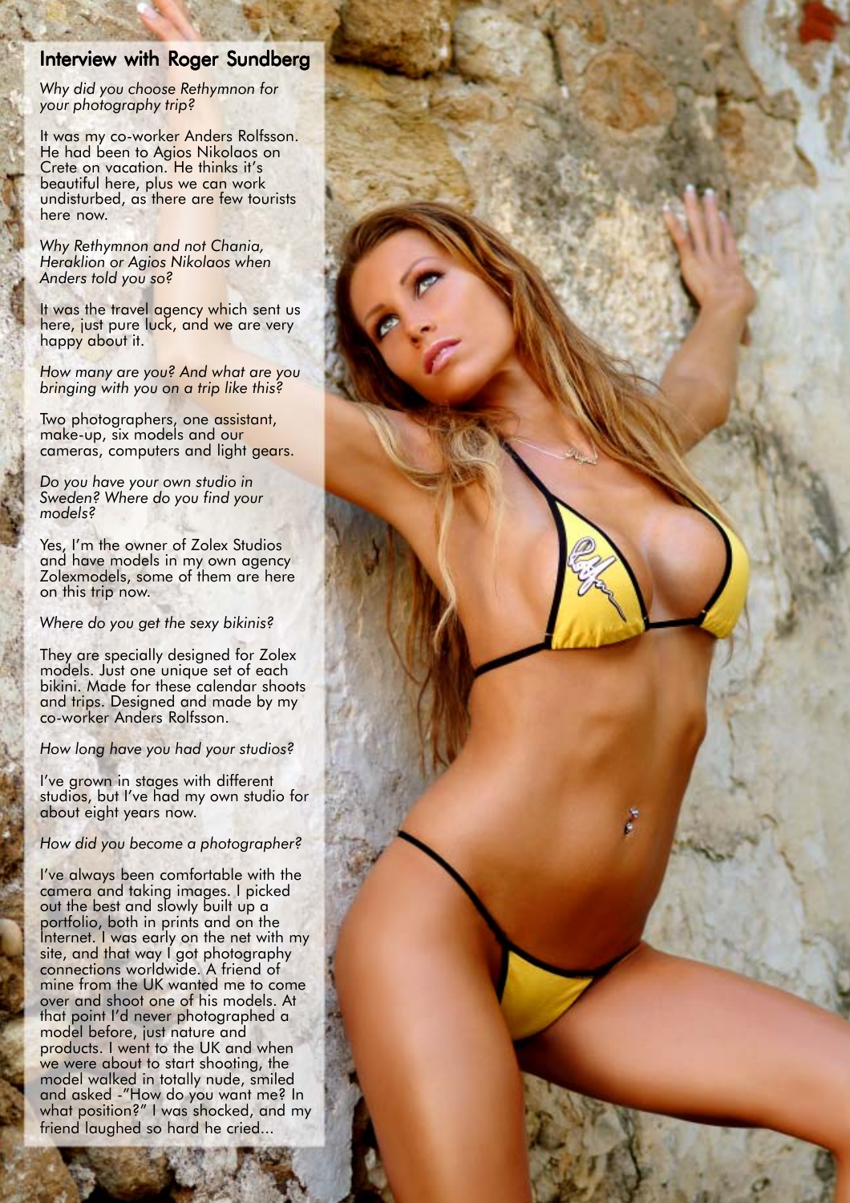## Interview with Roger Sundberg

*Why did you choose Rethymnon for your photography trip?*

It was my co-worker Anders Rolfsson. He had been to Agios Nikolaos on Crete on vacation. He thinks it's beautiful here, plus we can work undisturbed, as there are few tourists here now.

*Why Rethymnon and not Chania, Heraklion or Agios Nikolaos when Anders told you so?*

It was the travel agency which sent us here, just pure luck, and we are very happy about it.

*How many are you? And what are you bringing with you on a trip like this?*

Two photographers, one assistant, make-up, six models and our cameras, computers and light gears.

*Do you have your own studio in Sweden? Where do you find your models?*

Yes, I'm the owner of Zolex Studios and have models in my own agency Zolexmodels, some of them are here on this trip now.

*Where do you get the sexy bikinis?*

They are specially designed for Zolex models. Just one unique set of each bikini. Made for these calendar shoots and trips. Designed and made by my co-worker Anders Rolfsson.

*How long have you had your studios?*

I've grown in stages with different studios, but I've had my own studio for about eight years now.

*How did you become a photographer?*

I've always been comfortable with the camera and taking images. I picked out the best and slowly built up a portfolio, both in prints and on the Internet. I was early on the net with my site, and that way I got photography connections worldwide. A friend of mine from the UK wanted me to come over and shoot one of his models. At that point I'd never photographed a model before, just nature and products. I went to the UK and when we were about to start shooting, the model walked in totally nude, smiled and asked -"How do you want me? In what position?" I was shocked, and my friend laughed so hard he cried...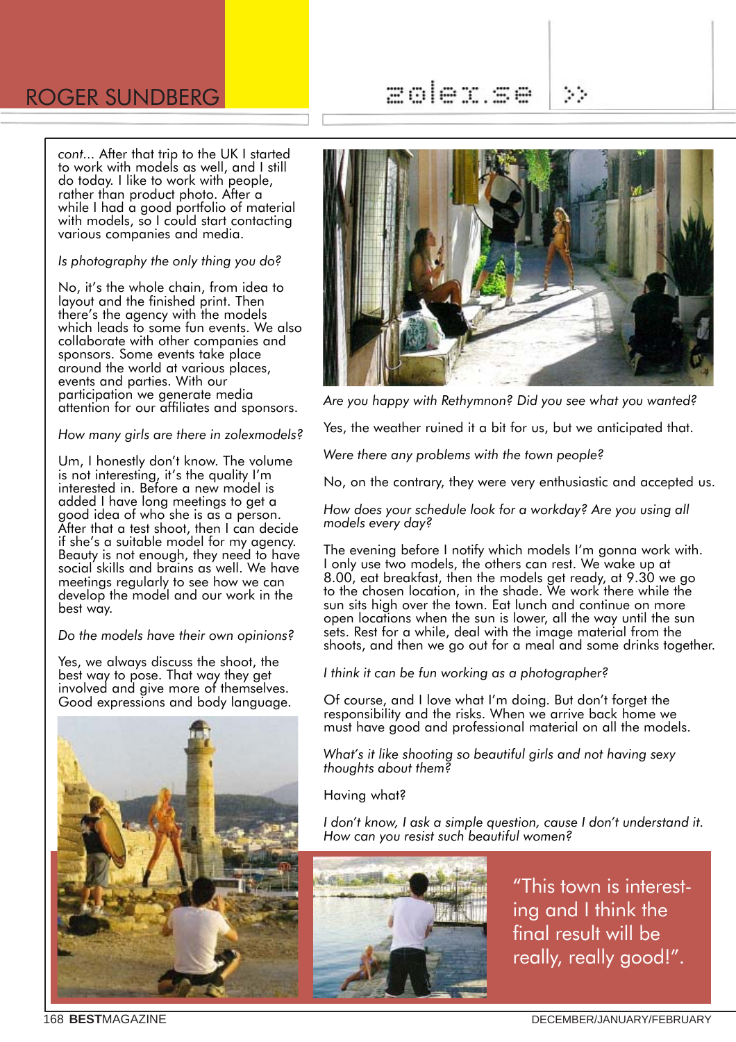*cont...* After that trip to the UK I started to work with models as well, and I still do today. I like to work with people, rather than product photo. After a while I had a good portfolio of material with models, so I could start contacting various companies and media.

*Is photography the only thing you do?*

No, it's the whole chain, from idea to layout and the finished print. Then there's the agency with the models which leads to some fun events. We also collaborate with other companies and sponsors. Some events take place around the world at various places, events and parties. With our participation we generate media attention for our affiliates and sponsors.

*How many girls are there in zolexmodels?*

Um, I honestly don't know. The volume is not interesting, it's the quality I'm interested in. Before a new model is added I have long meetings to get a good idea of who she is as a person. After that a test shoot, then I can decide if she's a suitable model for my agency. Beauty is not enough, they need to have social skills and brains as well. We have meetings regularly to see how we can develop the model and our work in the best way.

*Do the models have their own opinions?*

Yes, we always discuss the shoot, the best way to pose. That way they get involved and give more of themselves. Good expressions and body language.

*Are you happy with Rethymnon? Did you see what you wanted?*

Yes, the weather ruined it a bit for us, but we anticipated that.

*Were there any problems with the town people?*

No, on the contrary, they were very enthusiastic and accepted us.

*How does your schedule look for a workday? Are you using all models every day?*

The evening before I notify which models I'm gonna work with. I only use two models, the others can rest. We wake up at 8.00, eat breakfast, then the models get ready, at 9.30 we go to the chosen location, in the shade. We work there while the sun sits high over the town. Eat lunch and continue on more open locations when the sun is lower, all the way until the sun sets. Rest for a while, deal with the image material from the shoots, and then we go out for a meal and some drinks together.

*I think it can be fun working as a photographer?*

Of course, and I love what I'm doing. But don't forget the responsibility and the risks. When we arrive back home we must have good and professional material on all the models.

*What's it like shooting so beautiful girls and not having sexy thoughts about them?*

Having what?

*I don't know, I ask a simple question, cause I don't understand it. How can you resist such beautiful women?*

"This town is interesting and I think the final result will be really, really good!".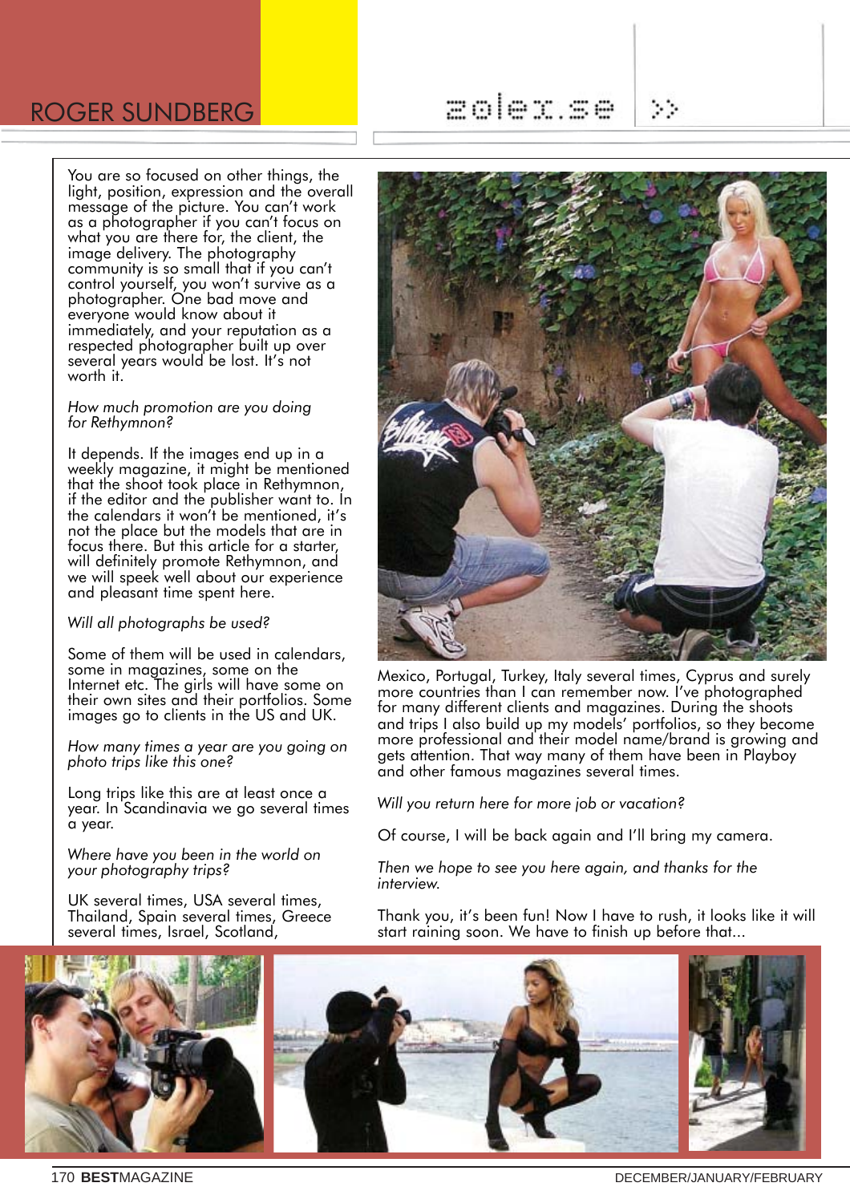You are so focused on other things, the light, position, expression and the overall message of the picture. You can't work as a photographer if you can't focus on what you are there for, the client, the image delivery. The photography community is so small that if you can't control yourself, you won't survive as a photographer. One bad move and everyone would know about it immediately, and your reputation as a respected photographer built up over several years would be lost. It's not worth it.

*How much promotion are you doing for Rethymnon?*

It depends. If the images end up in a weekly magazine, it might be mentioned that the shoot took place in Rethymnon, if the editor and the publisher want to. In the calendars it won't be mentioned, it's not the place but the models that are in focus there. But this article for a starter, will definitely promote Rethymnon, and we will speek well about our experience and pleasant time spent here.

*Will all photographs be used?*

Some of them will be used in calendars, some in magazines, some on the Internet etc. The girls will have some on their own sites and their portfolios. Some images go to clients in the US and UK.

*How many times a year are you going on photo trips like this one?*

Long trips like this are at least once a year. In Scandinavia we go several times a year.

*Where have you been in the world on your photography trips?*

UK several times, USA several times, Thailand, Spain several times, Greece several times, Israel, Scotland, Mexico, Portugal, Turkey, Italy several times, Cyprus and surely more countries than I can remember now. I've photographed for many different clients and magazines. During the shoots and trips I also build up my models' portfolios, so they become more professional and their model name/brand is growing and gets attention. That way many of them have been in Playboy and other famous magazines several times.

*Will you return here for more job or vacation?*

Of course, I will be back again and I'll bring my camera.

*Then we hope to see you here again, and thanks for the interview.*

Thank you, it's been fun! Now I have to rush, it looks like it will start raining soon. We have to finish up before that...